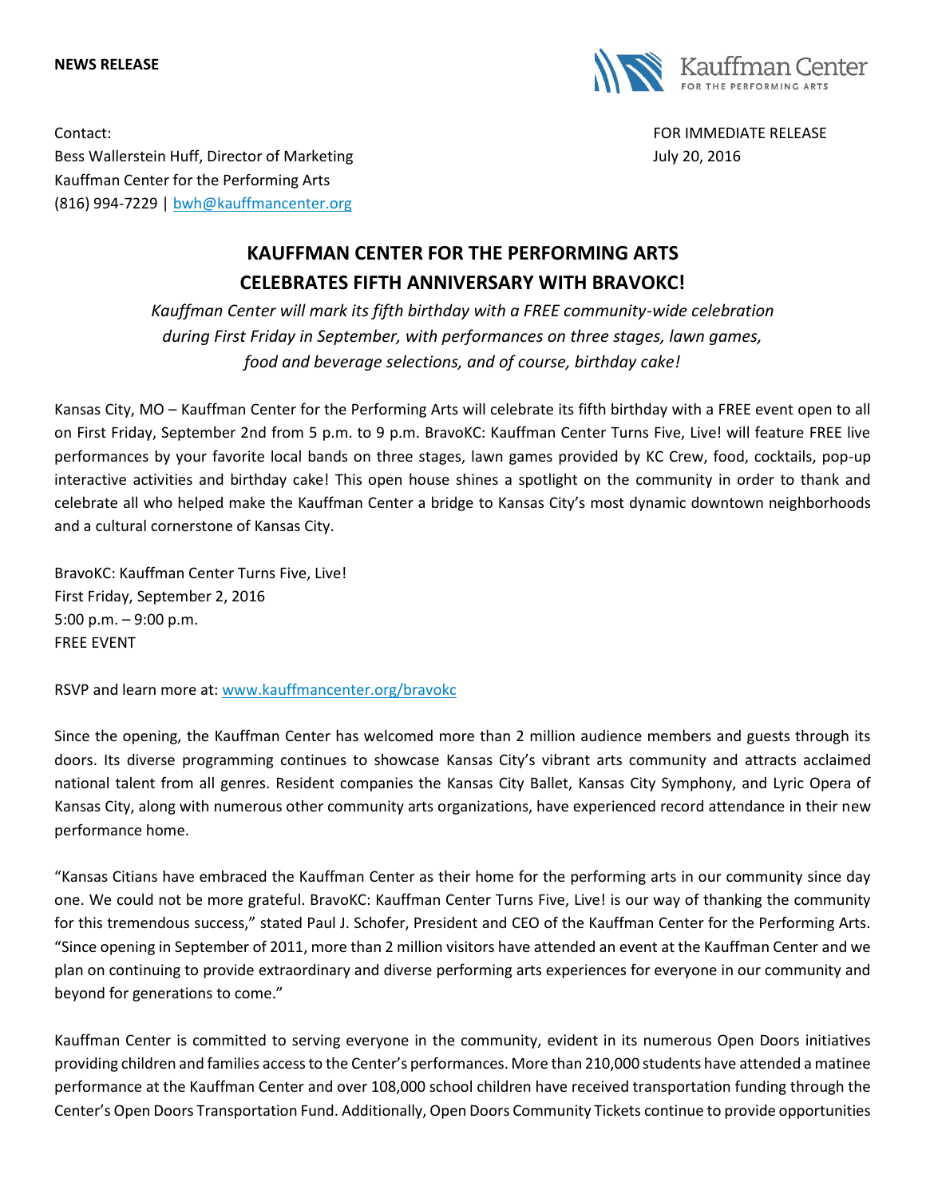**NEWS RELEASE**

Contact:
Bess Wallerstein Huff, Director of Marketing
Kauffman Center for the Performing Arts
(816) 994-7229 | bwh@kauffmancenter.org

FOR IMMEDIATE RELEASE
July 20, 2016

# KAUFFMAN CENTER FOR THE PERFORMING ARTS CELEBRATES FIFTH ANNIVERSARY WITH BRAVOKC!

*Kauffman Center will mark its fifth birthday with a FREE community-wide celebration during First Friday in September, with performances on three stages, lawn games, food and beverage selections, and of course, birthday cake!*

Kansas City, MO – Kauffman Center for the Performing Arts will celebrate its fifth birthday with a FREE event open to all on First Friday, September 2nd from 5 p.m. to 9 p.m. BravoKC: Kauffman Center Turns Five, Live! will feature FREE live performances by your favorite local bands on three stages, lawn games provided by KC Crew, food, cocktails, pop-up interactive activities and birthday cake! This open house shines a spotlight on the community in order to thank and celebrate all who helped make the Kauffman Center a bridge to Kansas City's most dynamic downtown neighborhoods and a cultural cornerstone of Kansas City.

BravoKC: Kauffman Center Turns Five, Live!
First Friday, September 2, 2016
5:00 p.m. – 9:00 p.m.
FREE EVENT

RSVP and learn more at: www.kauffmancenter.org/bravokc

Since the opening, the Kauffman Center has welcomed more than 2 million audience members and guests through its doors. Its diverse programming continues to showcase Kansas City's vibrant arts community and attracts acclaimed national talent from all genres. Resident companies the Kansas City Ballet, Kansas City Symphony, and Lyric Opera of Kansas City, along with numerous other community arts organizations, have experienced record attendance in their new performance home.

"Kansas Citians have embraced the Kauffman Center as their home for the performing arts in our community since day one. We could not be more grateful. BravoKC: Kauffman Center Turns Five, Live! is our way of thanking the community for this tremendous success," stated Paul J. Schofer, President and CEO of the Kauffman Center for the Performing Arts. "Since opening in September of 2011, more than 2 million visitors have attended an event at the Kauffman Center and we plan on continuing to provide extraordinary and diverse performing arts experiences for everyone in our community and beyond for generations to come."

Kauffman Center is committed to serving everyone in the community, evident in its numerous Open Doors initiatives providing children and families access to the Center's performances. More than 210,000 students have attended a matinee performance at the Kauffman Center and over 108,000 school children have received transportation funding through the Center's Open Doors Transportation Fund. Additionally, Open Doors Community Tickets continue to provide opportunities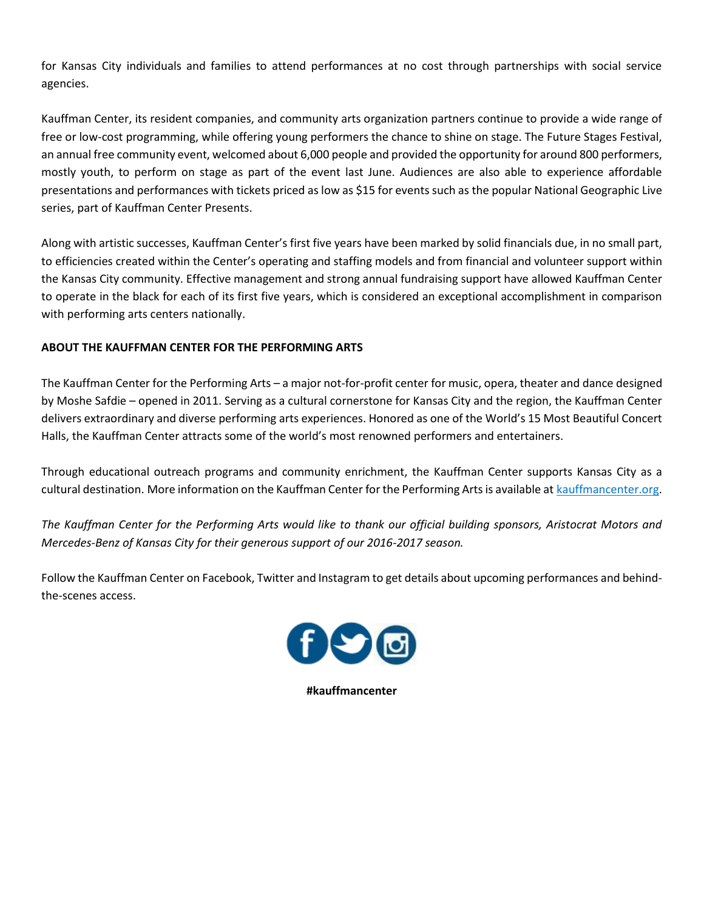for Kansas City individuals and families to attend performances at no cost through partnerships with social service agencies.

Kauffman Center, its resident companies, and community arts organization partners continue to provide a wide range of free or low-cost programming, while offering young performers the chance to shine on stage. The Future Stages Festival, an annual free community event, welcomed about 6,000 people and provided the opportunity for around 800 performers, mostly youth, to perform on stage as part of the event last June. Audiences are also able to experience affordable presentations and performances with tickets priced as low as $15 for events such as the popular National Geographic Live series, part of Kauffman Center Presents.

Along with artistic successes, Kauffman Center's first five years have been marked by solid financials due, in no small part, to efficiencies created within the Center's operating and staffing models and from financial and volunteer support within the Kansas City community. Effective management and strong annual fundraising support have allowed Kauffman Center to operate in the black for each of its first five years, which is considered an exceptional accomplishment in comparison with performing arts centers nationally.

**ABOUT THE KAUFFMAN CENTER FOR THE PERFORMING ARTS**

The Kauffman Center for the Performing Arts – a major not-for-profit center for music, opera, theater and dance designed by Moshe Safdie – opened in 2011. Serving as a cultural cornerstone for Kansas City and the region, the Kauffman Center delivers extraordinary and diverse performing arts experiences. Honored as one of the World's 15 Most Beautiful Concert Halls, the Kauffman Center attracts some of the world's most renowned performers and entertainers.

Through educational outreach programs and community enrichment, the Kauffman Center supports Kansas City as a cultural destination. More information on the Kauffman Center for the Performing Arts is available at [kauffmancenter.org](kauffmancenter.org).

*The Kauffman Center for the Performing Arts would like to thank our official building sponsors, Aristocrat Motors and Mercedes-Benz of Kansas City for their generous support of our 2016-2017 season.*

Follow the Kauffman Center on Facebook, Twitter and Instagram to get details about upcoming performances and behind-the-scenes access.

**#kauffmancenter**